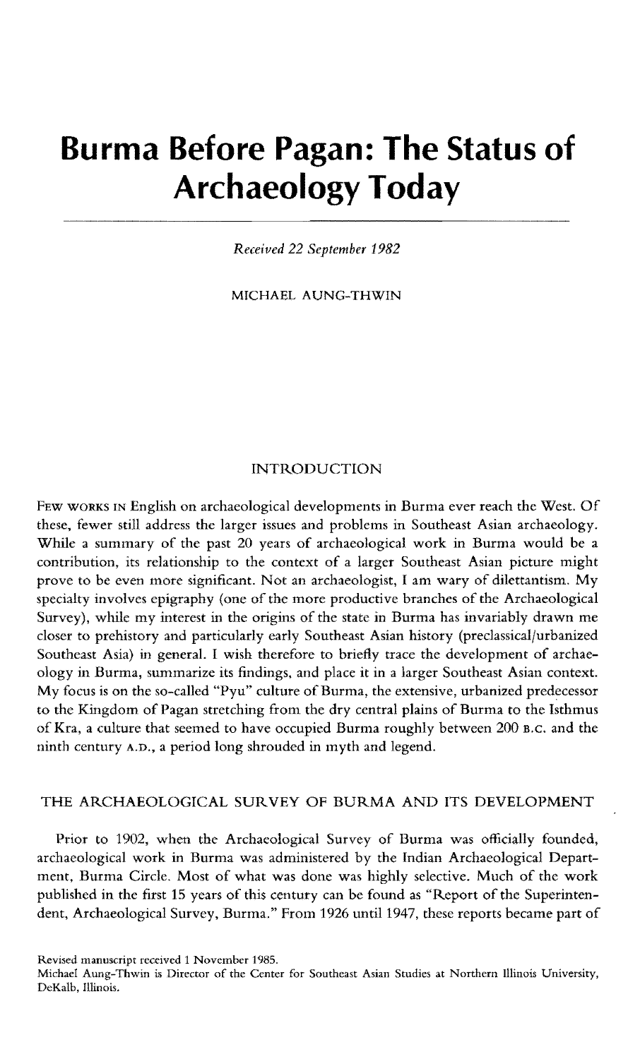# Burma Before Pagan: The Status of Archaeology Today

*Received 22 September 1982*

MICHAEL AUNG-THWIN

## INTRODUCTION

FEW WORKS IN English on archaeological developments in Burma ever reach the West. Of these, fewer still address the larger issues and problems in Southeast Asian archaeology. While a summary of the past 20 years of archaeological work in Burma would be a contribution, its relationship to the context of a larger Southeast Asian picture might prove to be even more significant. Not an archaeologist, I am wary of dilettantism. My specialty involves epigraphy (one of the more productive branches of the Archaeological Survey), while my interest in the origins of the state in Burma has invariably drawn me closer to prehistory and particularly early Southeast Asian history (preclassical/urbanized Southeast Asia) in general. I wish therefore to briefly trace the development of archaeology in Burma, summarize its findings, and place it in a larger Southeast Asian context. My focus is on the so-called "Pyu" culture of Burma, the extensive, urbanized predecessor to the Kingdom of Pagan stretching from the dry central plains of Burma to the Isthmus of Kra, a culture that seemed to have occupied Burma roughly between 200 B.C. and the ninth century A.D., a period long shrouded in myth and legend.

## THE ARCHAEOLOGICAL SURVEY OF BURMA AND ITS DEVELOPMENT

Prior to 1902, when the Archaeological Survey of Burma was officially founded, archaeological work in Burma was administered by the Indian Archaeological Department, Burma Circle. Most of what was done was highly selective. Much of the work published in the first 15 years of this century can be found as "Report of the Superintendent, Archaeological Survey, Burma." From 1926 until 1947, these reports became part of

Revised manuscript received 1 November 1985.

Michael Aung-Thwin is Director of the Center for Southeast Asian Studies at Northern Illinois University, DeKalb, Illinois.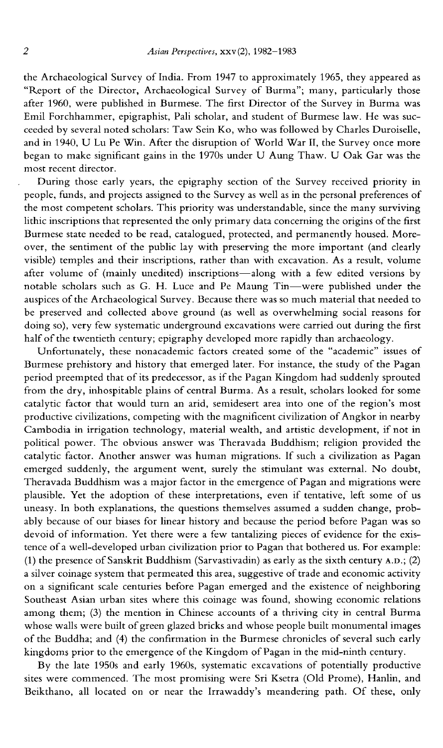the Archaeological Survey of India. From 1947 to approximately 1965, they appeared as "Report of the Director, Archaeological Survey of Burma"; many, particularly those after 1960, were published in Burmese. The first Director of the Survey in Burma was Emil Forchhammer, epigraphist, Pali scholar, and student of Burmese law. He was succeeded by several noted scholars: Taw Sein Ko, who was followed by Charles Duroiselle, and in 1940, U Lu Pe Win. After the disruption of World War II, the Survey once more began to make significant gains in the 1970s under U Aung Thaw. U Oak Gar was the most recent director.

During those early years, the epigraphy section of the Survey received priority in people, funds, and projects assigned to the Survey as well as in the personal preferences of the most competent scholars. This priority was understandable, since the many surviving lithic inscriptions that represented the only primary data concerning the origins of the first Burmese state needed to be read, catalogued, protected, and permanently housed. Moreover, the sentiment of the public lay with preserving the more important (and clearly visible) temples and their inscriptions, rather than with excavation. As a result, volume after volume of (mainly unedited) inscriptions—along with a few edited versions by notable scholars such as G. H. Luce and Pe Maung Tin—were published under the auspices of the Archaeological Survey. Because there was so much material that needed to be preserved and collected above ground (as well as overwhelming social reasons for doing so), very few systematic underground excavations were carried out during the first half of the twentieth century; epigraphy developed more rapidly than archaeology.

Unfortunately, these nonacademic factors created some of the "academic" issues of Burmese prehistory and history that emerged later. For instance, the study of the Pagan period preempted that of its predecessor, as if the Pagan Kingdom had suddenly sprouted from the dry, inhospitable plains of central Burma. As a result, scholars looked for some catalytic factor that would turn an arid, semidesert area into one of the region's most productive civilizations, competing with the magnificent civilization of Angkor in nearby Cambodia in irrigation technology, material wealth, and artistic development, if not in political power. The obvious answer was Theravada Buddhism; religion provided the catalytic factor. Another answer was human migrations. If such a civilization as Pagan emerged suddenly, the argument went, surely the stimulant was external. No doubt, Theravada Buddhism was a major factor in the emergence of Pagan and migrations were plausible. Yet the adoption of these interpretations, even if tentative, left some of us uneasy. In both explanations, the questions themselves assumed a sudden change, probably because of our biases for linear history and because the period before Pagan was so devoid of information. Yet there were a few tantalizing pieces of evidence for the existence of a well-developed urban civilization prior to Pagan that bothered us. For example: (1) the presence of Sanskrit Buddhism (Sarvastivadin) as early as the sixth century A.D.; (2) a silver coinage system that permeated this area, suggestive of trade and economic activity on a significant scale centuries before Pagan emerged and the existence of neighboring Southeast Asian urban sites where this coinage was found, showing economic relations among them; (3) the mention in Chinese accounts of a thriving city in central Burma whose walls were built of green glazed bricks and whose people built monumental images of the Buddha; and (4) the confirmation in the Burmese chronicles of several such early kingdoms prior to the emergence of the Kingdom of Pagan in the mid-ninth century.

By the late 1950s and early 1960s, systematic excavations of potentially productive sites were commenced. The most promising were Sri Ksetra (Old Prome), Hanlin, and Beikthano, all located on or near the Irrawaddy's meandering path. Of these, only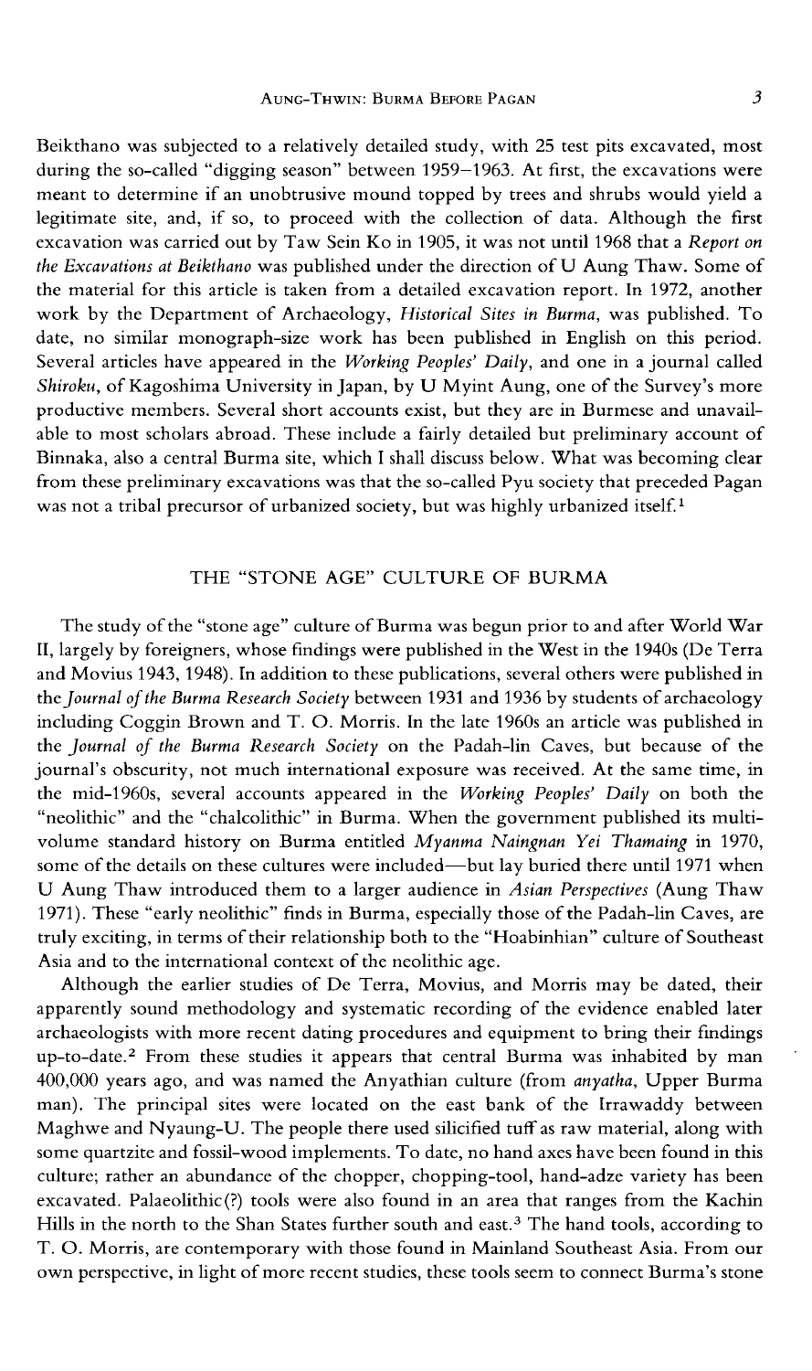Beikthano was subjected to a relatively detailed study, with 25 test pits excavated, most during the so-called "digging season" between 1959–1963. At first, the excavations were meant to determine if an unobtrusive mound topped by trees and shrubs would yield a legitimate site, and, if so, to proceed with the collection of data. Although the first excavation was carried out by Taw Sein Ko in 1905, it was not until 1968 that a *Report on the Excavations at Beikthano* was published under the direction of U Aung Thaw. Some of the material for this article is taken from a detailed excavation report. In 1972, another work by the Department of Archaeology, *Historical Sites in Burma*, was published. To date, no similar monograph-size work has been published in English on this period. Several articles have appeared in the *Working Peoples' Daily*, and one in a journal called *Shiroku*, of Kagoshima University in Japan, by U Myint Aung, one of the Survey's more productive members. Several short accounts exist, but they are in Burmese and unavailable to most scholars abroad. These include a fairly detailed but preliminary account of Binnaka, also a central Burma site, which I shall discuss below. What was becoming clear from these preliminary excavations was that the so-called Pyu society that preceded Pagan was not a tribal precursor of urbanized society, but was highly urbanized itself.[1]

## THE "STONE AGE" CULTURE OF BURMA

The study of the "stone age" culture of Burma was begun prior to and after World War II, largely by foreigners, whose findings were published in the West in the 1940s (De Terra and Movius 1943, 1948). In addition to these publications, several others were published in the *Journal of the Burma Research Society* between 1931 and 1936 by students of archaeology including Coggin Brown and T. O. Morris. In the late 1960s an article was published in the *Journal of the Burma Research Society* on the Padah-lin Caves, but because of the journal's obscurity, not much international exposure was received. At the same time, in the mid-1960s, several accounts appeared in the *Working Peoples' Daily* on both the "neolithic" and the "chalcolithic" in Burma. When the government published its multi-volume standard history on Burma entitled *Myanma Naingnan Yei Thamaing* in 1970, some of the details on these cultures were included—but lay buried there until 1971 when U Aung Thaw introduced them to a larger audience in *Asian Perspectives* (Aung Thaw 1971). These "early neolithic" finds in Burma, especially those of the Padah-lin Caves, are truly exciting, in terms of their relationship both to the "Hoabinhian" culture of Southeast Asia and to the international context of the neolithic age.

Although the earlier studies of De Terra, Movius, and Morris may be dated, their apparently sound methodology and systematic recording of the evidence enabled later archaeologists with more recent dating procedures and equipment to bring their findings up-to-date.[2] From these studies it appears that central Burma was inhabited by man 400,000 years ago, and was named the Anyathian culture (from *anyatha*, Upper Burma man). The principal sites were located on the east bank of the Irrawaddy between Maghwe and Nyaung-U. The people there used silicified tuff as raw material, along with some quartzite and fossil-wood implements. To date, no hand axes have been found in this culture; rather an abundance of the chopper, chopping-tool, hand-adze variety has been excavated. Palaeolithic(?) tools were also found in an area that ranges from the Kachin Hills in the north to the Shan States further south and east.[3] The hand tools, according to T. O. Morris, are contemporary with those found in Mainland Southeast Asia. From our own perspective, in light of more recent studies, these tools seem to connect Burma's stone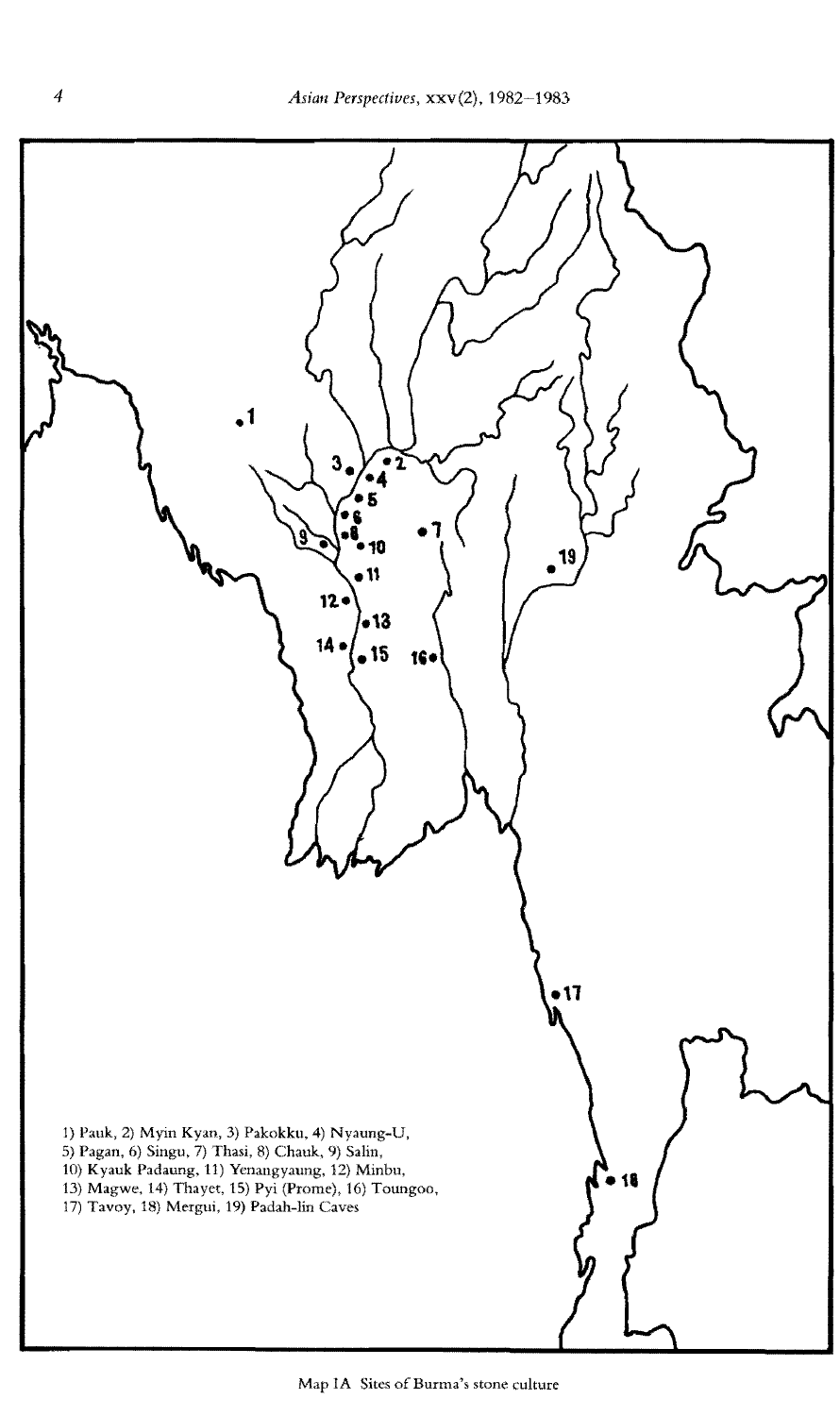1) Pauk, 2) Myin Kyan, 3) Pakokku, 4) Nyaung-U, 5) Pagan, 6) Singu, 7) Thasi, 8) Chauk, 9) Salin, 10) Kyauk Padaung, 11) Yenangyaung, 12) Minbu, 13) Magwe, 14) Thayet, 15) Pyi (Prome), 16) Toungoo, 17) Tavoy, 18) Mergui, 19) Padah-lin Caves

Map IA Sites of Burma's stone culture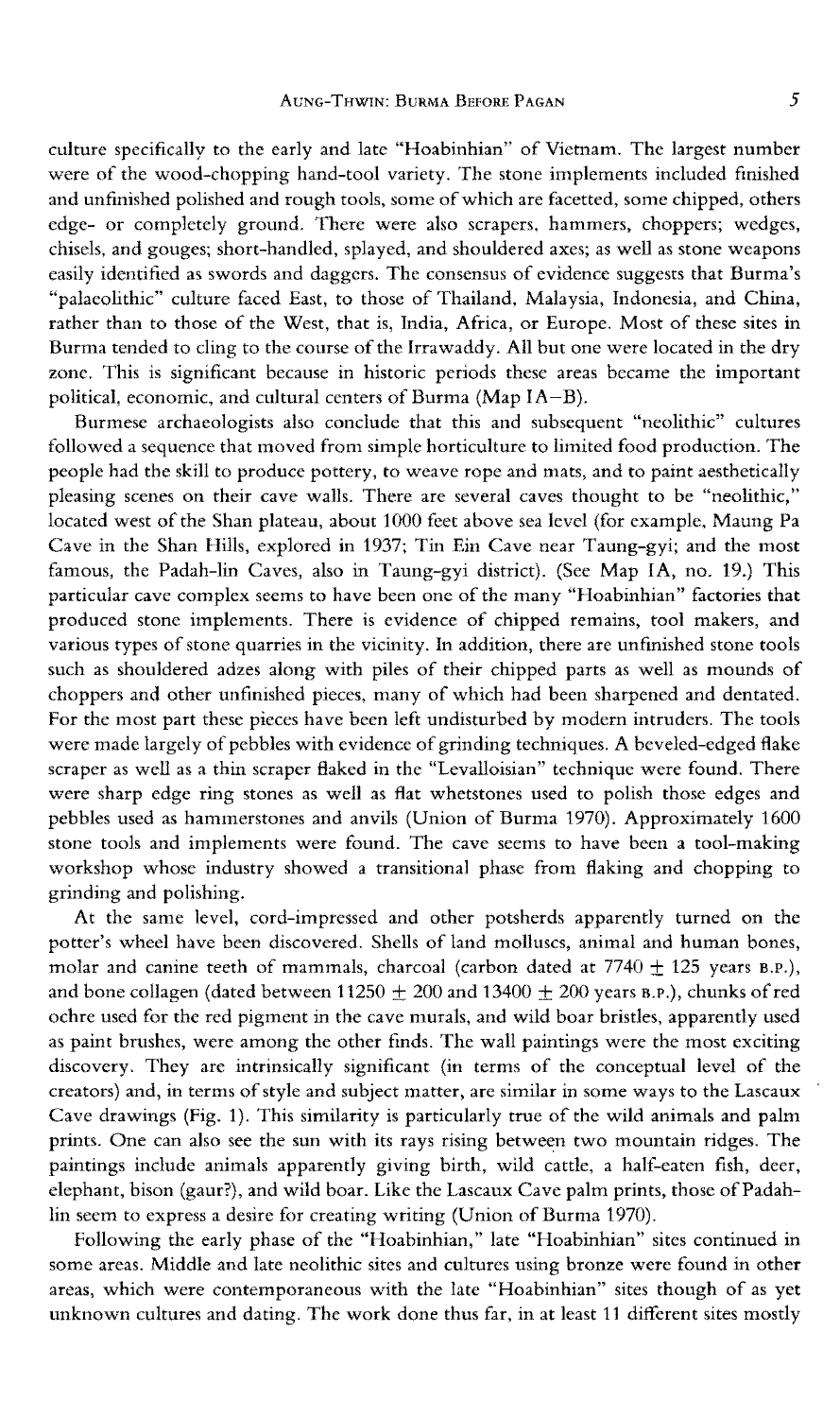culture specifically to the early and late "Hoabinhian" of Vietnam. The largest number were of the wood-chopping hand-tool variety. The stone implements included finished and unfinished polished and rough tools, some of which are facetted, some chipped, others edge- or completely ground. There were also scrapers, hammers, choppers; wedges, chisels, and gouges; short-handled, splayed, and shouldered axes; as well as stone weapons easily identified as swords and daggers. The consensus of evidence suggests that Burma's "palaeolithic" culture faced East, to those of Thailand, Malaysia, Indonesia, and China, rather than to those of the West, that is, India, Africa, or Europe. Most of these sites in Burma tended to cling to the course of the Irrawaddy. All but one were located in the dry zone. This is significant because in historic periods these areas became the important political, economic, and cultural centers of Burma (Map IA–B).

Burmese archaeologists also conclude that this and subsequent "neolithic" cultures followed a sequence that moved from simple horticulture to limited food production. The people had the skill to produce pottery, to weave rope and mats, and to paint aesthetically pleasing scenes on their cave walls. There are several caves thought to be "neolithic," located west of the Shan plateau, about 1000 feet above sea level (for example, Maung Pa Cave in the Shan Hills, explored in 1937; Tin Ein Cave near Taung-gyi; and the most famous, the Padah-lin Caves, also in Taung-gyi district). (See Map IA, no. 19.) This particular cave complex seems to have been one of the many "Hoabinhian" factories that produced stone implements. There is evidence of chipped remains, tool makers, and various types of stone quarries in the vicinity. In addition, there are unfinished stone tools such as shouldered adzes along with piles of their chipped parts as well as mounds of choppers and other unfinished pieces, many of which had been sharpened and dentated. For the most part these pieces have been left undisturbed by modern intruders. The tools were made largely of pebbles with evidence of grinding techniques. A beveled-edged flake scraper as well as a thin scraper flaked in the "Levalloisian" technique were found. There were sharp edge ring stones as well as flat whetstones used to polish those edges and pebbles used as hammerstones and anvils (Union of Burma 1970). Approximately 1600 stone tools and implements were found. The cave seems to have been a tool-making workshop whose industry showed a transitional phase from flaking and chopping to grinding and polishing.

At the same level, cord-impressed and other potsherds apparently turned on the potter's wheel have been discovered. Shells of land molluscs, animal and human bones, molar and canine teeth of mammals, charcoal (carbon dated at $7740 \pm 125$ years B.P.), and bone collagen (dated between $11250 \pm 200$ and $13400 \pm 200$ years B.P.), chunks of red ochre used for the red pigment in the cave murals, and wild boar bristles, apparently used as paint brushes, were among the other finds. The wall paintings were the most exciting discovery. They are intrinsically significant (in terms of the conceptual level of the creators) and, in terms of style and subject matter, are similar in some ways to the Lascaux Cave drawings (Fig. 1). This similarity is particularly true of the wild animals and palm prints. One can also see the sun with its rays rising between two mountain ridges. The paintings include animals apparently giving birth, wild cattle, a half-eaten fish, deer, elephant, bison (gaur?), and wild boar. Like the Lascaux Cave palm prints, those of Padah-lin seem to express a desire for creating writing (Union of Burma 1970).

Following the early phase of the "Hoabinhian," late "Hoabinhian" sites continued in some areas. Middle and late neolithic sites and cultures using bronze were found in other areas, which were contemporaneous with the late "Hoabinhian" sites though of as yet unknown cultures and dating. The work done thus far, in at least 11 different sites mostly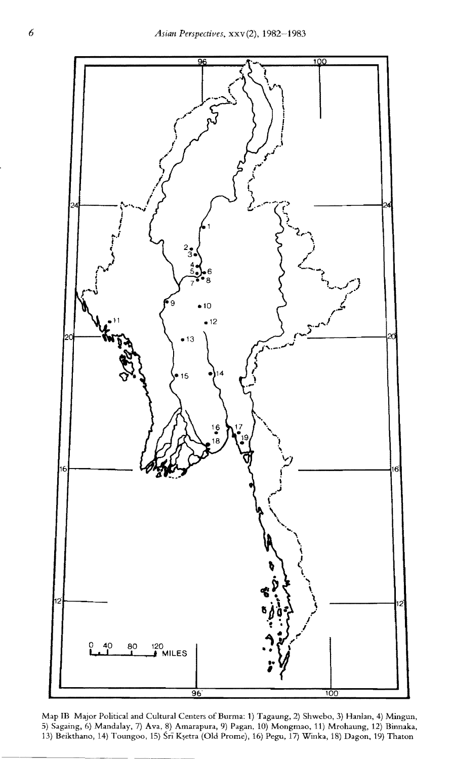Map IB Major Political and Cultural Centers of Burma: 1) Tagaung, 2) Shwebo, 3) Hanlan, 4) Mingun, 5) Sagaing, 6) Mandalay, 7) Ava, 8) Amarapura, 9) Pagan, 10) Mongmao, 11) Mrohaung, 12) Binnaka, 13) Beikthano, 14) Toungoo, 15) Śrī Kṣetra (Old Prome), 16) Pegu, 17) Winka, 18) Dagon, 19) Thaton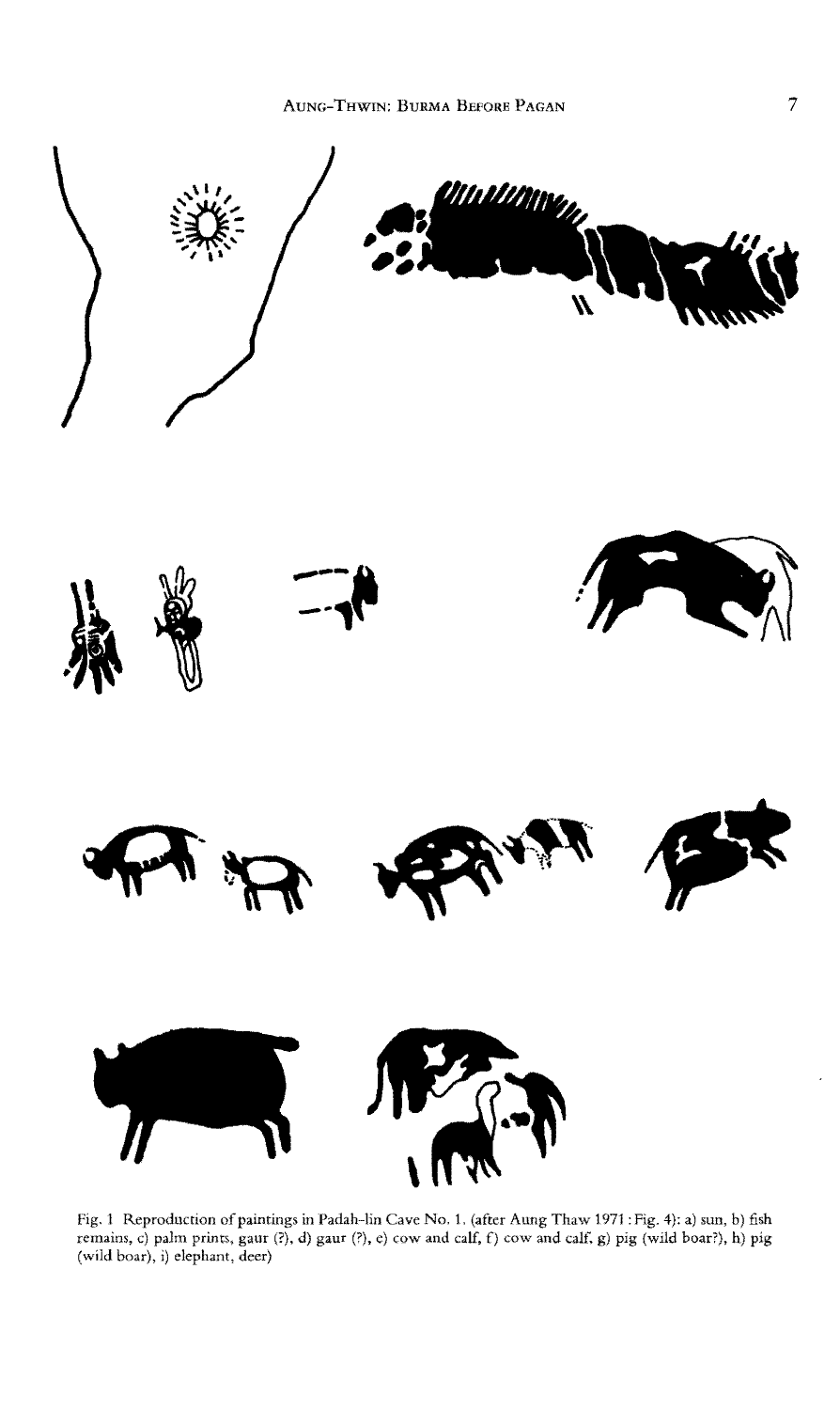Fig. 1 Reproduction of paintings in Padah-lin Cave No. 1. (after Aung Thaw 1971 : Fig. 4): a) sun, b) fish remains, c) palm prints, gaur (?), d) gaur (?), e) cow and calf, f) cow and calf, g) pig (wild boar?), h) pig (wild boar), i) elephant, deer)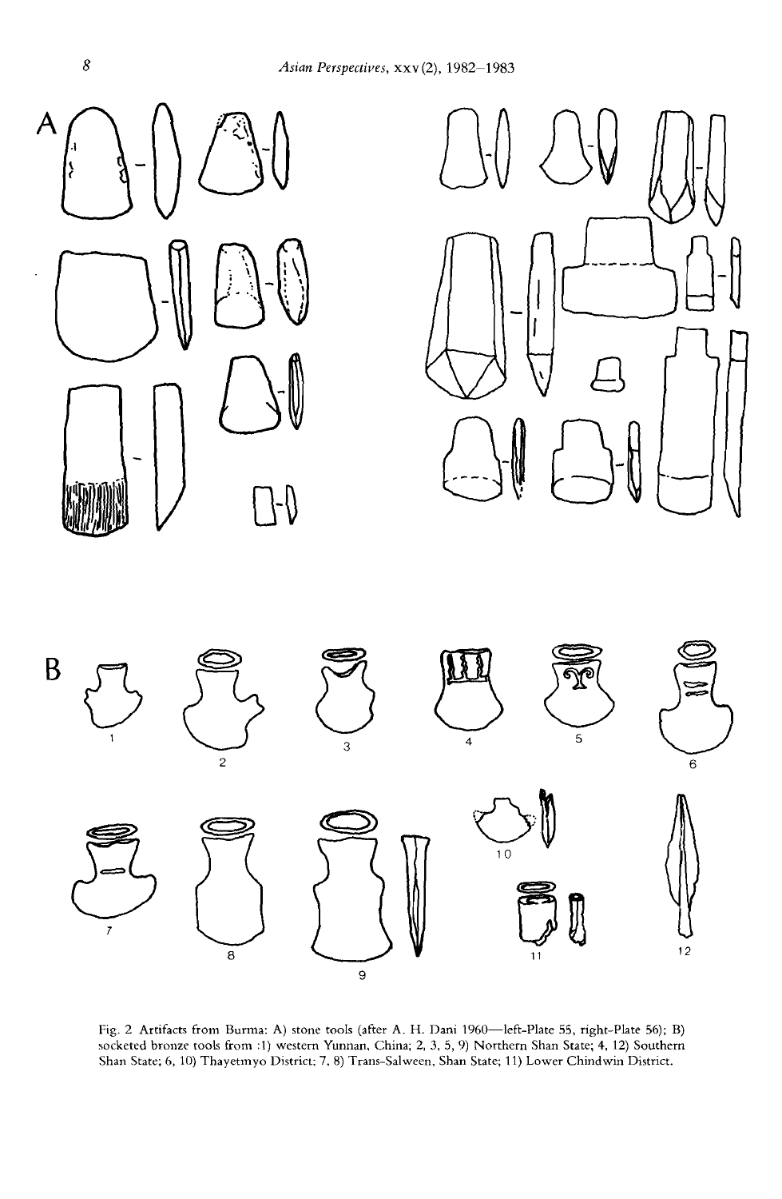Fig. 2 Artifacts from Burma: A) stone tools (after A. H. Dani 1960—left-Plate 55, right-Plate 56); B) socketed bronze tools from :1) western Yunnan, China; 2, 3, 5, 9) Northern Shan State; 4, 12) Southern Shan State; 6, 10) Thayetmyo District; 7, 8) Trans-Salween, Shan State; 11) Lower Chindwin District.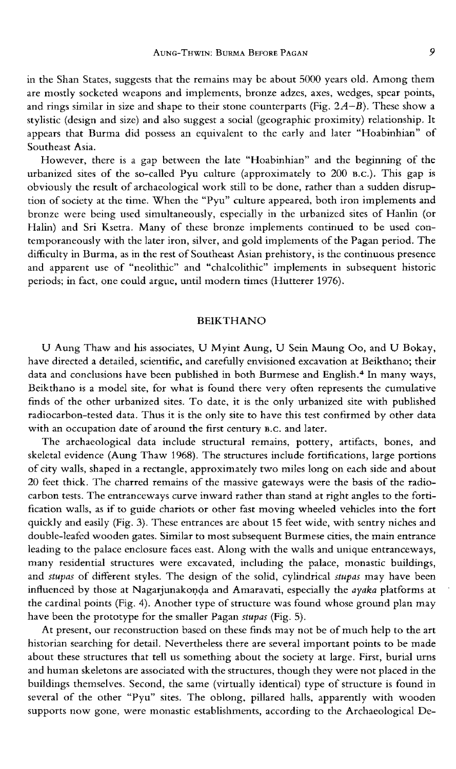in the Shan States, suggests that the remains may be about 5000 years old. Among them are mostly socketed weapons and implements, bronze adzes, axes, wedges, spear points, and rings similar in size and shape to their stone counterparts (Fig. 2*A*–*B*). These show a stylistic (design and size) and also suggest a social (geographic proximity) relationship. It appears that Burma did possess an equivalent to the early and later "Hoabinhian" of Southeast Asia.

However, there is a gap between the late "Hoabinhian" and the beginning of the urbanized sites of the so-called Pyu culture (approximately to 200 B.C.). This gap is obviously the result of archaeological work still to be done, rather than a sudden disruption of society at the time. When the "Pyu" culture appeared, both iron implements and bronze were being used simultaneously, especially in the urbanized sites of Hanlin (or Halin) and Sri Ksetra. Many of these bronze implements continued to be used contemporaneously with the later iron, silver, and gold implements of the Pagan period. The difficulty in Burma, as in the rest of Southeast Asian prehistory, is the continuous presence and apparent use of "neolithic" and "chalcolithic" implements in subsequent historic periods; in fact, one could argue, until modern times (Hutterer 1976).

## BEIKTHANO

U Aung Thaw and his associates, U Myint Aung, U Sein Maung Oo, and U Bokay, have directed a detailed, scientific, and carefully envisioned excavation at Beikthano; their data and conclusions have been published in both Burmese and English.[4] In many ways, Beikthano is a model site, for what is found there very often represents the cumulative finds of the other urbanized sites. To date, it is the only urbanized site with published radiocarbon-tested data. Thus it is the only site to have this test confirmed by other data with an occupation date of around the first century B.C. and later.

The archaeological data include structural remains, pottery, artifacts, bones, and skeletal evidence (Aung Thaw 1968). The structures include fortifications, large portions of city walls, shaped in a rectangle, approximately two miles long on each side and about 20 feet thick. The charred remains of the massive gateways were the basis of the radiocarbon tests. The entranceways curve inward rather than stand at right angles to the fortification walls, as if to guide chariots or other fast moving wheeled vehicles into the fort quickly and easily (Fig. 3). These entrances are about 15 feet wide, with sentry niches and double-leafed wooden gates. Similar to most subsequent Burmese cities, the main entrance leading to the palace enclosure faces east. Along with the walls and unique entranceways, many residential structures were excavated, including the palace, monastic buildings, and *stupas* of different styles. The design of the solid, cylindrical *stupas* may have been influenced by those at Nagarjunakoṇḍa and Amaravati, especially the *ayaka* platforms at the cardinal points (Fig. 4). Another type of structure was found whose ground plan may have been the prototype for the smaller Pagan *stupas* (Fig. 5).

At present, our reconstruction based on these finds may not be of much help to the art historian searching for detail. Nevertheless there are several important points to be made about these structures that tell us something about the society at large. First, burial urns and human skeletons are associated with the structures, though they were not placed in the buildings themselves. Second, the same (virtually identical) type of structure is found in several of the other "Pyu" sites. The oblong, pillared halls, apparently with wooden supports now gone, were monastic establishments, according to the Archaeological De-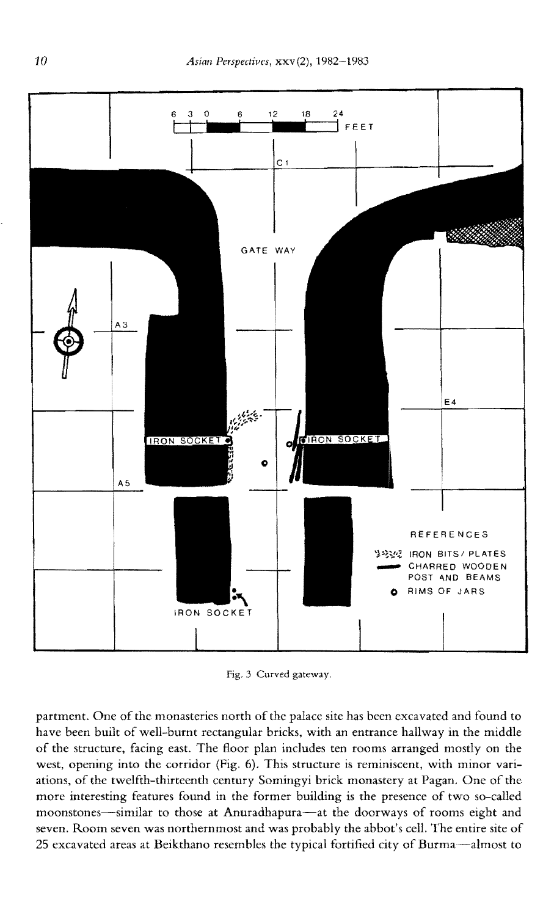Fig. 3 Curved gateway.

partment. One of the monasteries north of the palace site has been excavated and found to have been built of well-burnt rectangular bricks, with an entrance hallway in the middle of the structure, facing east. The floor plan includes ten rooms arranged mostly on the west, opening into the corridor (Fig. 6). This structure is reminiscent, with minor variations, of the twelfth-thirteenth century Somingyi brick monastery at Pagan. One of the more interesting features found in the former building is the presence of two so-called moonstones—similar to those at Anuradhapura—at the doorways of rooms eight and seven. Room seven was northernmost and was probably the abbot's cell. The entire site of 25 excavated areas at Beikthano resembles the typical fortified city of Burma—almost to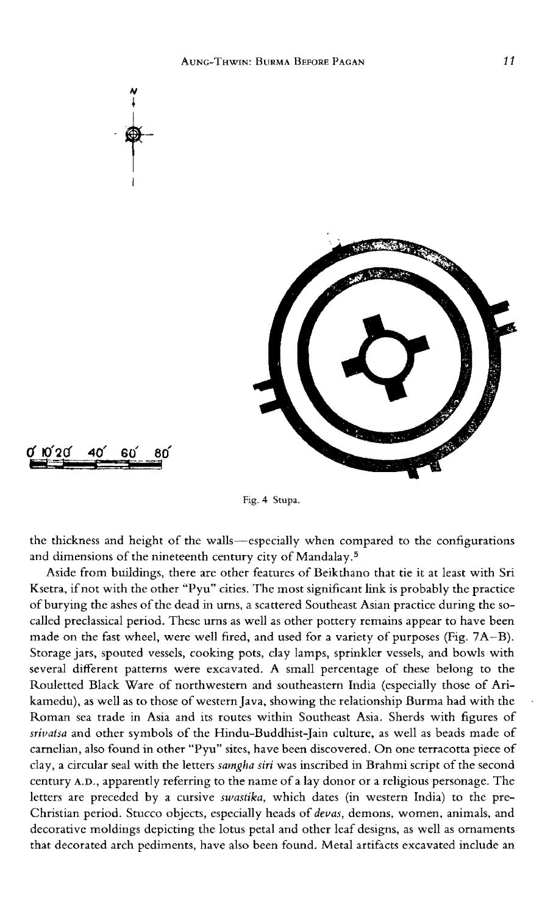Fig. 4 Stupa.

the thickness and height of the walls—especially when compared to the configurations and dimensions of the nineteenth century city of Mandalay.[5]

Aside from buildings, there are other features of Beikthano that tie it at least with Sri Ksetra, if not with the other "Pyu" cities. The most significant link is probably the practice of burying the ashes of the dead in urns, a scattered Southeast Asian practice during the so-called preclassical period. These urns as well as other pottery remains appear to have been made on the fast wheel, were well fired, and used for a variety of purposes (Fig. 7A–B). Storage jars, spouted vessels, cooking pots, clay lamps, sprinkler vessels, and bowls with several different patterns were excavated. A small percentage of these belong to the Rouletted Black Ware of northwestern and southeastern India (especially those of Arikamedu), as well as to those of western Java, showing the relationship Burma had with the Roman sea trade in Asia and its routes within Southeast Asia. Sherds with figures of *srivatsa* and other symbols of the Hindu-Buddhist-Jain culture, as well as beads made of carnelian, also found in other "Pyu" sites, have been discovered. On one terracotta piece of clay, a circular seal with the letters *samgha siri* was inscribed in Brahmi script of the second century A.D., apparently referring to the name of a lay donor or a religious personage. The letters are preceded by a cursive *swastika*, which dates (in western India) to the pre-Christian period. Stucco objects, especially heads of *devas*, demons, women, animals, and decorative moldings depicting the lotus petal and other leaf designs, as well as ornaments that decorated arch pediments, have also been found. Metal artifacts excavated include an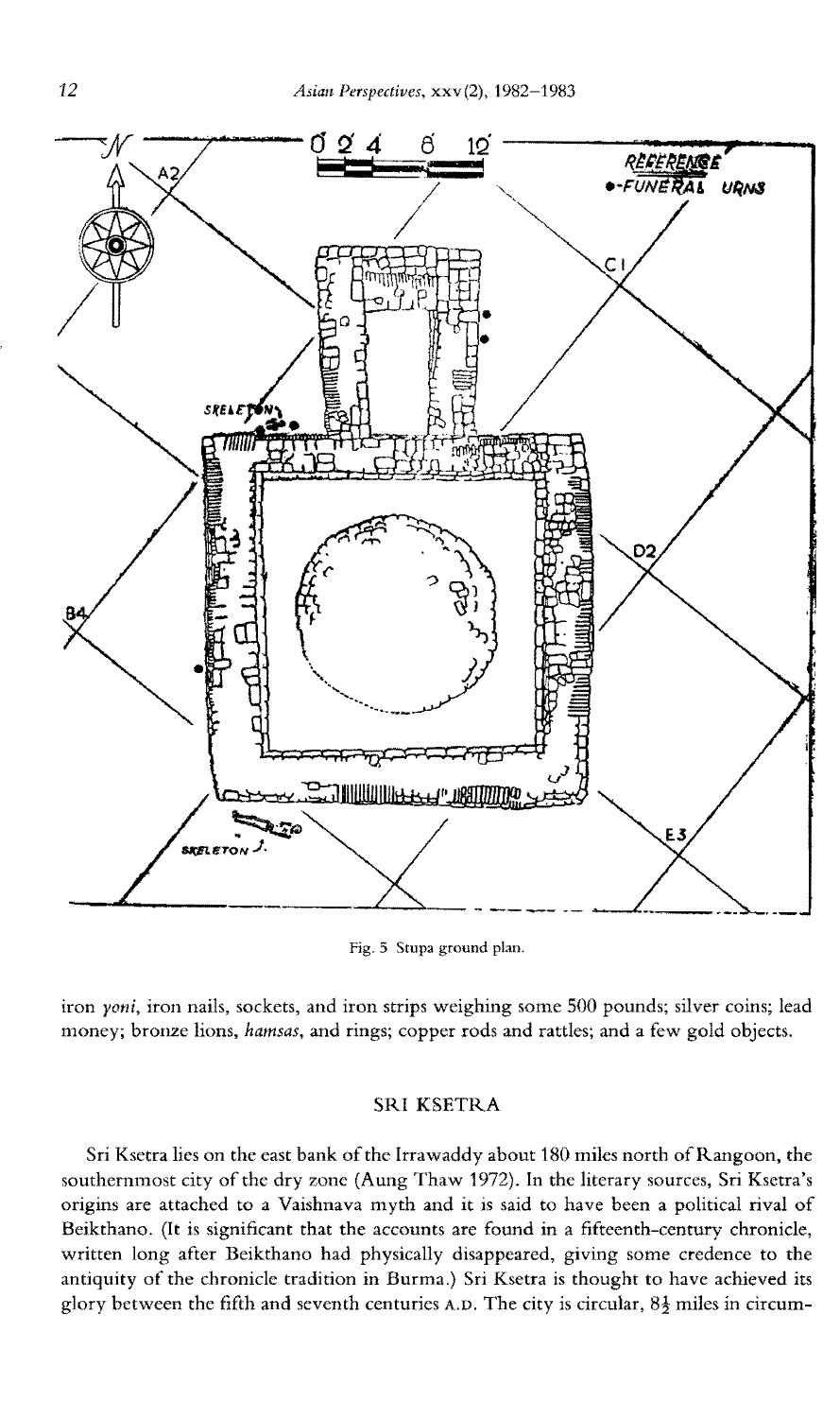Fig. 5 Stupa ground plan.

iron *yoni*, iron nails, sockets, and iron strips weighing some 500 pounds; silver coins; lead money; bronze lions, *hamsas*, and rings; copper rods and rattles; and a few gold objects.

## SRI KSETRA

Sri Ksetra lies on the east bank of the Irrawaddy about 180 miles north of Rangoon, the southernmost city of the dry zone (Aung Thaw 1972). In the literary sources, Sri Ksetra's origins are attached to a Vaishnava myth and it is said to have been a political rival of Beikthano. (It is significant that the accounts are found in a fifteenth-century chronicle, written long after Beikthano had physically disappeared, giving some credence to the antiquity of the chronicle tradition in Burma.) Sri Ksetra is thought to have achieved its glory between the fifth and seventh centuries A.D. The city is circular, $8\frac{1}{2}$ miles in circum-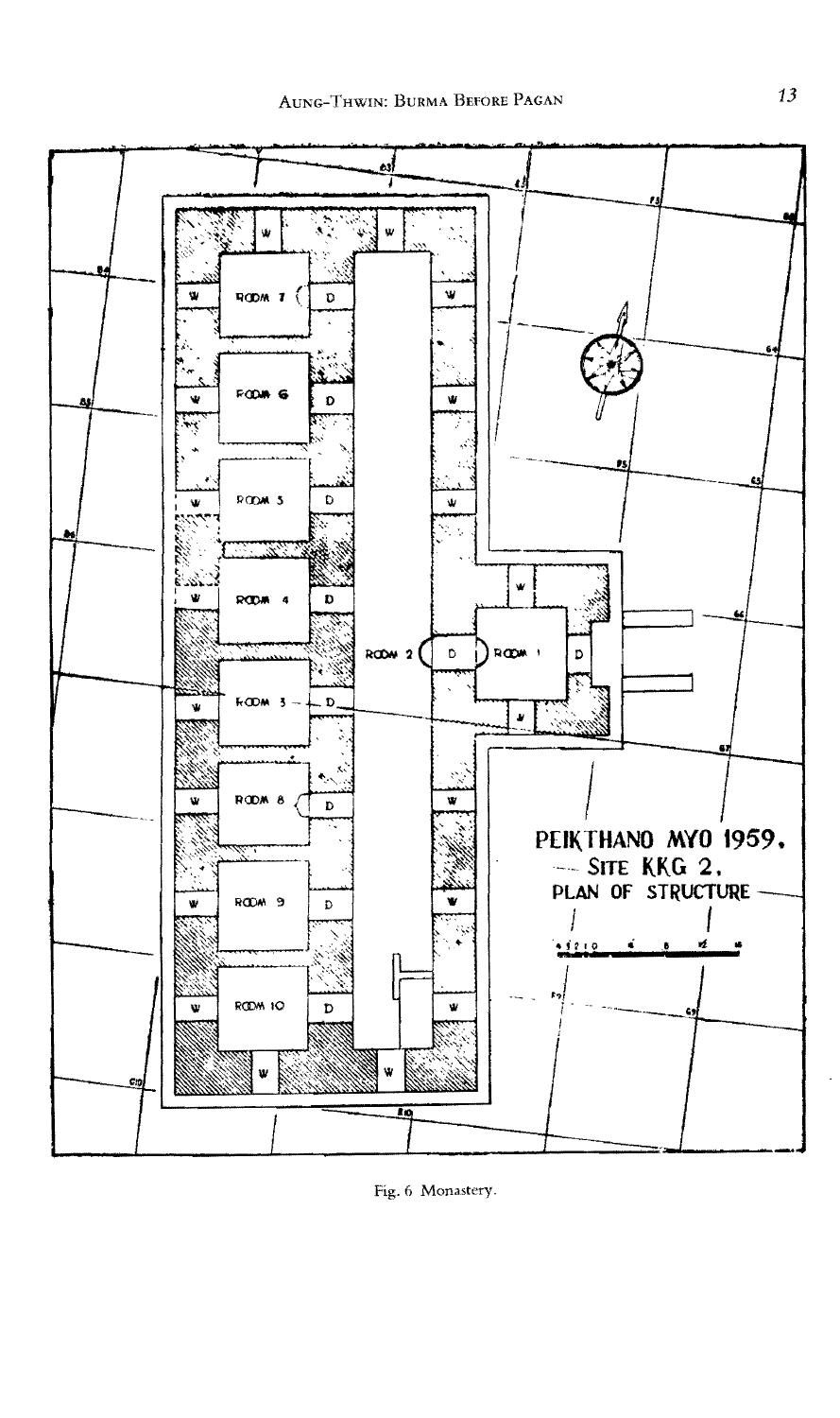Fig. 6 Monastery.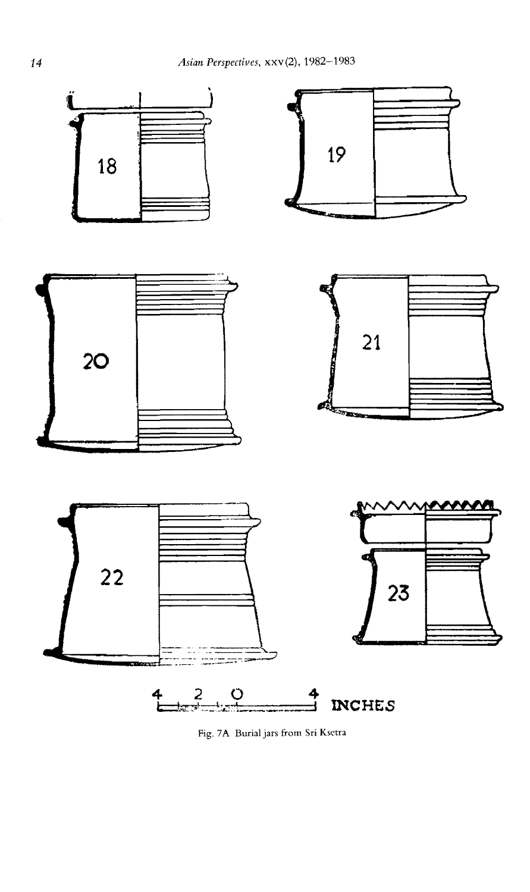Fig. 7A Burial jars from Sri Ksetra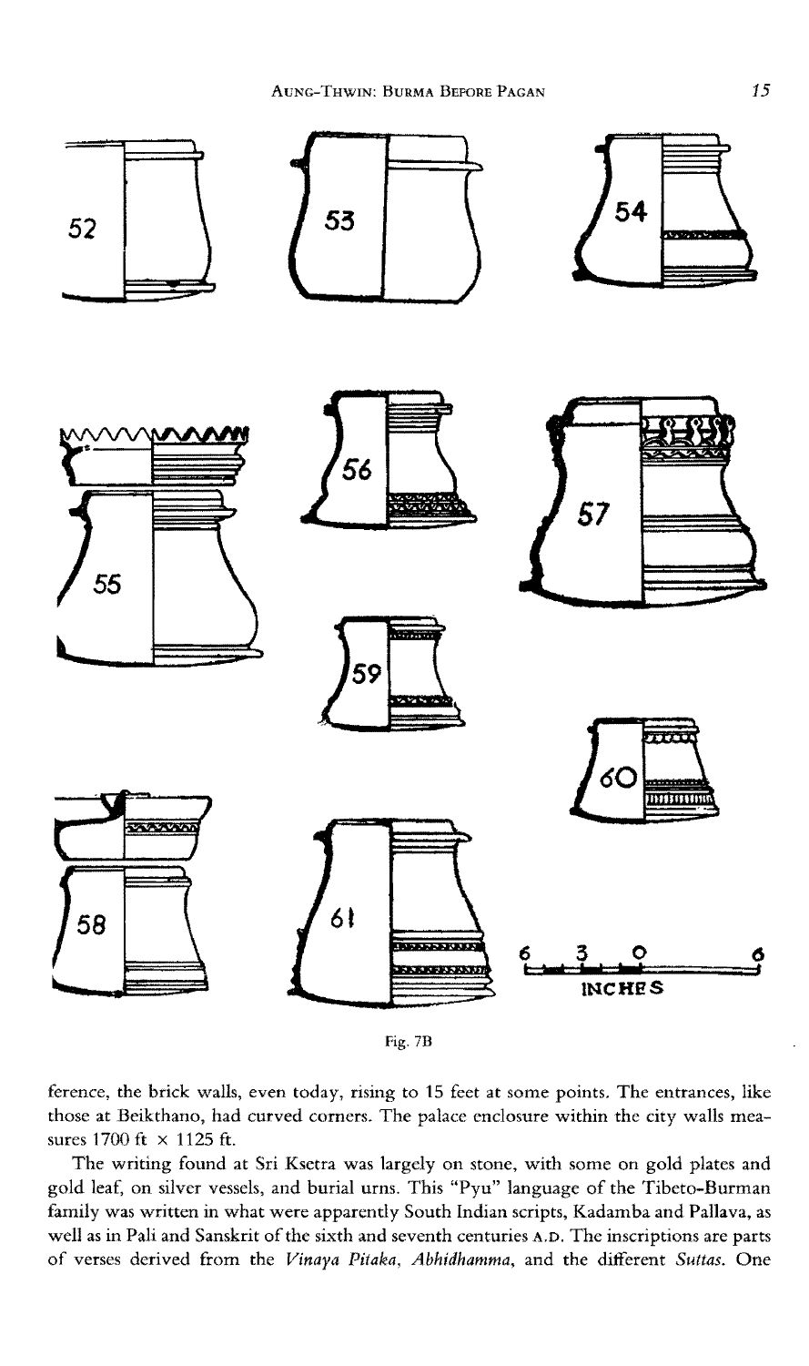Fig. 7B

ference, the brick walls, even today, rising to 15 feet at some points. The entrances, like those at Beikthano, had curved corners. The palace enclosure within the city walls measures 1700 ft × 1125 ft.

The writing found at Sri Ksetra was largely on stone, with some on gold plates and gold leaf, on silver vessels, and burial urns. This "Pyu" language of the Tibeto-Burman family was written in what were apparently South Indian scripts, Kadamba and Pallava, as well as in Pali and Sanskrit of the sixth and seventh centuries A.D. The inscriptions are parts of verses derived from the *Vinaya Pitaka*, *Abhidhamma*, and the different *Suttas*. One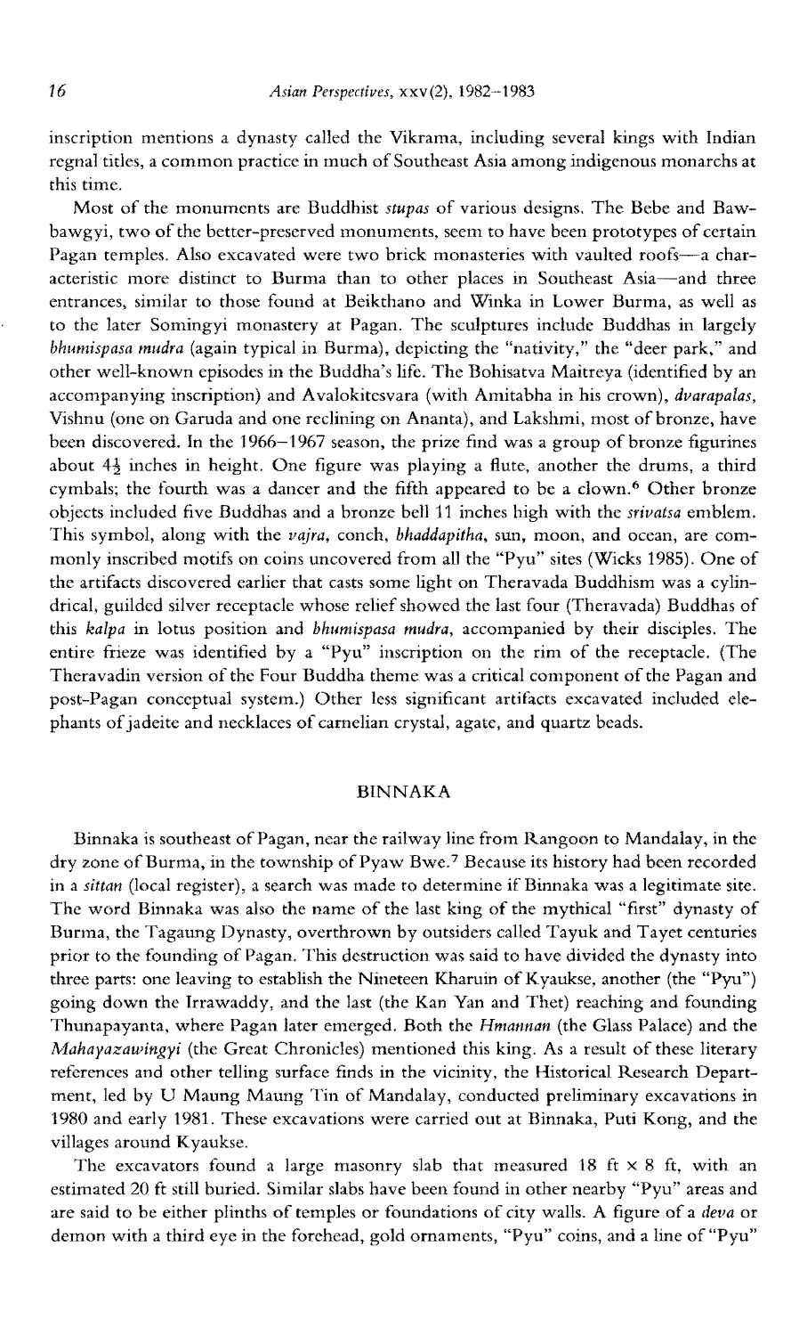inscription mentions a dynasty called the Vikrama, including several kings with Indian regnal titles, a common practice in much of Southeast Asia among indigenous monarchs at this time.

Most of the monuments are Buddhist *stupas* of various designs. The Bebe and Bawbawgyi, two of the better-preserved monuments, seem to have been prototypes of certain Pagan temples. Also excavated were two brick monasteries with vaulted roofs—a characteristic more distinct to Burma than to other places in Southeast Asia—and three entrances, similar to those found at Beikthano and Winka in Lower Burma, as well as to the later Somingyi monastery at Pagan. The sculptures include Buddhas in largely *bhumispasa mudra* (again typical in Burma), depicting the "nativity," the "deer park," and other well-known episodes in the Buddha's life. The Bohisatva Maitreya (identified by an accompanying inscription) and Avalokitesvara (with Amitabha in his crown), *dvarapalas*, Vishnu (one on Garuda and one reclining on Ananta), and Lakshmi, most of bronze, have been discovered. In the 1966–1967 season, the prize find was a group of bronze figurines about 4½ inches in height. One figure was playing a flute, another the drums, a third cymbals; the fourth was a dancer and the fifth appeared to be a clown.[6] Other bronze objects included five Buddhas and a bronze bell 11 inches high with the *srivatsa* emblem. This symbol, along with the *vajra*, conch, *bhaddapitha*, sun, moon, and ocean, are commonly inscribed motifs on coins uncovered from all the "Pyu" sites (Wicks 1985). One of the artifacts discovered earlier that casts some light on Theravada Buddhism was a cylindrical, guilded silver receptacle whose relief showed the last four (Theravada) Buddhas of this *kalpa* in lotus position and *bhumispasa mudra*, accompanied by their disciples. The entire frieze was identified by a "Pyu" inscription on the rim of the receptacle. (The Theravadin version of the Four Buddha theme was a critical component of the Pagan and post-Pagan conceptual system.) Other less significant artifacts excavated included elephants of jadeite and necklaces of carnelian crystal, agate, and quartz beads.

## BINNAKA

Binnaka is southeast of Pagan, near the railway line from Rangoon to Mandalay, in the dry zone of Burma, in the township of Pyaw Bwe.[7] Because its history had been recorded in a *sittan* (local register), a search was made to determine if Binnaka was a legitimate site. The word Binnaka was also the name of the last king of the mythical "first" dynasty of Burma, the Tagaung Dynasty, overthrown by outsiders called Tayuk and Tayet centuries prior to the founding of Pagan. This destruction was said to have divided the dynasty into three parts: one leaving to establish the Nineteen Kharuin of Kyaukse, another (the "Pyu") going down the Irrawaddy, and the last (the Kan Yan and Thet) reaching and founding Thunapayanta, where Pagan later emerged. Both the *Hmannan* (the Glass Palace) and the *Mahayazawingyi* (the Great Chronicles) mentioned this king. As a result of these literary references and other telling surface finds in the vicinity, the Historical Research Department, led by U Maung Maung Tin of Mandalay, conducted preliminary excavations in 1980 and early 1981. These excavations were carried out at Binnaka, Puti Kong, and the villages around Kyaukse.

The excavators found a large masonry slab that measured 18 ft × 8 ft, with an estimated 20 ft still buried. Similar slabs have been found in other nearby "Pyu" areas and are said to be either plinths of temples or foundations of city walls. A figure of a *deva* or demon with a third eye in the forehead, gold ornaments, "Pyu" coins, and a line of "Pyu"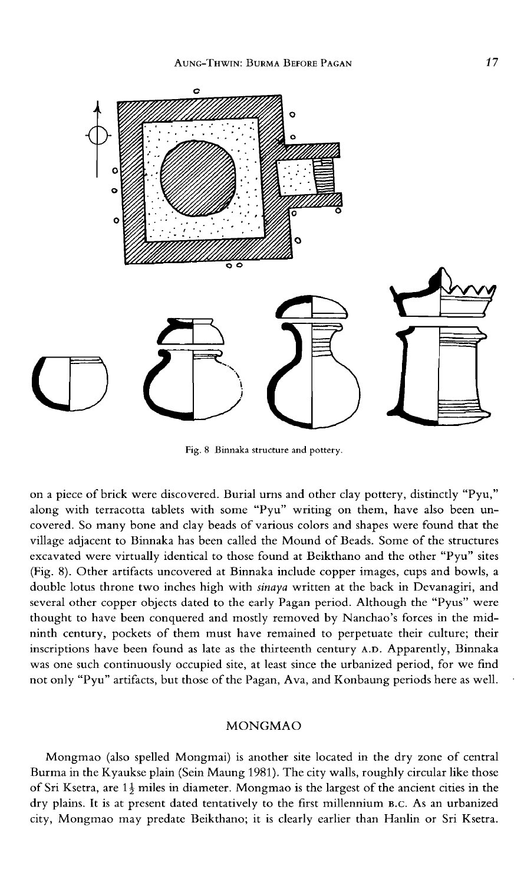Fig. 8 Binnaka structure and pottery.

on a piece of brick were discovered. Burial urns and other clay pottery, distinctly "Pyu," along with terracotta tablets with some "Pyu" writing on them, have also been uncovered. So many bone and clay beads of various colors and shapes were found that the village adjacent to Binnaka has been called the Mound of Beads. Some of the structures excavated were virtually identical to those found at Beikthano and the other "Pyu" sites (Fig. 8). Other artifacts uncovered at Binnaka include copper images, cups and bowls, a double lotus throne two inches high with *sinaya* written at the back in Devanagiri, and several other copper objects dated to the early Pagan period. Although the "Pyus" were thought to have been conquered and mostly removed by Nanchao's forces in the mid-ninth century, pockets of them must have remained to perpetuate their culture; their inscriptions have been found as late as the thirteenth century A.D. Apparently, Binnaka was one such continuously occupied site, at least since the urbanized period, for we find not only "Pyu" artifacts, but those of the Pagan, Ava, and Konbaung periods here as well.

## MONGMAO

Mongmao (also spelled Mongmai) is another site located in the dry zone of central Burma in the Kyaukse plain (Sein Maung 1981). The city walls, roughly circular like those of Sri Ksetra, are 1½ miles in diameter. Mongmao is the largest of the ancient cities in the dry plains. It is at present dated tentatively to the first millennium B.C. As an urbanized city, Mongmao may predate Beikthano; it is clearly earlier than Hanlin or Sri Ksetra.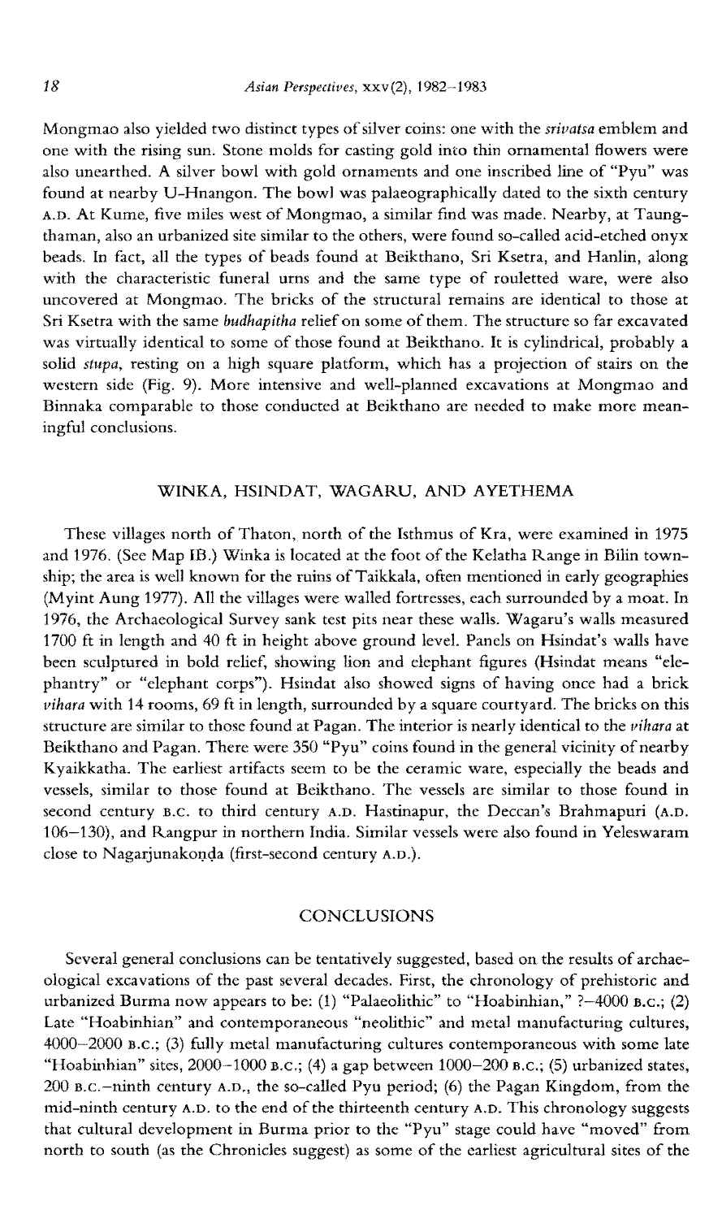Mongmao also yielded two distinct types of silver coins: one with the *srivatsa* emblem and one with the rising sun. Stone molds for casting gold into thin ornamental flowers were also unearthed. A silver bowl with gold ornaments and one inscribed line of "Pyu" was found at nearby U-Hnangon. The bowl was palaeographically dated to the sixth century A.D. At Kume, five miles west of Mongmao, a similar find was made. Nearby, at Taungthaman, also an urbanized site similar to the others, were found so-called acid-etched onyx beads. In fact, all the types of beads found at Beikthano, Sri Ksetra, and Hanlin, along with the characteristic funeral urns and the same type of rouletted ware, were also uncovered at Mongmao. The bricks of the structural remains are identical to those at Sri Ksetra with the same *budhapitha* relief on some of them. The structure so far excavated was virtually identical to some of those found at Beikthano. It is cylindrical, probably a solid *stupa*, resting on a high square platform, which has a projection of stairs on the western side (Fig. 9). More intensive and well-planned excavations at Mongmao and Binnaka comparable to those conducted at Beikthano are needed to make more meaningful conclusions.

## WINKA, HSINDAT, WAGARU, AND AYETHEMA

These villages north of Thaton, north of the Isthmus of Kra, were examined in 1975 and 1976. (See Map IB.) Winka is located at the foot of the Kelatha Range in Bilin township; the area is well known for the ruins of Taikkala, often mentioned in early geographies (Myint Aung 1977). All the villages were walled fortresses, each surrounded by a moat. In 1976, the Archaeological Survey sank test pits near these walls. Wagaru's walls measured 1700 ft in length and 40 ft in height above ground level. Panels on Hsindat's walls have been sculptured in bold relief, showing lion and elephant figures (Hsindat means "elephantry" or "elephant corps"). Hsindat also showed signs of having once had a brick *vihara* with 14 rooms, 69 ft in length, surrounded by a square courtyard. The bricks on this structure are similar to those found at Pagan. The interior is nearly identical to the *vihara* at Beikthano and Pagan. There were 350 "Pyu" coins found in the general vicinity of nearby Kyaikkatha. The earliest artifacts seem to be the ceramic ware, especially the beads and vessels, similar to those found at Beikthano. The vessels are similar to those found in second century B.C. to third century A.D. Hastinapur, the Deccan's Brahmapuri (A.D. 106–130), and Rangpur in northern India. Similar vessels were also found in Yeleswaram close to Nagarjunakoṇḍa (first–second century A.D.).

## CONCLUSIONS

Several general conclusions can be tentatively suggested, based on the results of archaeological excavations of the past several decades. First, the chronology of prehistoric and urbanized Burma now appears to be: (1) "Palaeolithic" to "Hoabinhian," ?–4000 B.C.; (2) Late "Hoabinhian" and contemporaneous "neolithic" and metal manufacturing cultures, 4000–2000 B.C.; (3) fully metal manufacturing cultures contemporaneous with some late "Hoabinhian" sites, 2000–1000 B.C.; (4) a gap between 1000–200 B.C.; (5) urbanized states, 200 B.C.–ninth century A.D., the so-called Pyu period; (6) the Pagan Kingdom, from the mid-ninth century A.D. to the end of the thirteenth century A.D. This chronology suggests that cultural development in Burma prior to the "Pyu" stage could have "moved" from north to south (as the Chronicles suggest) as some of the earliest agricultural sites of the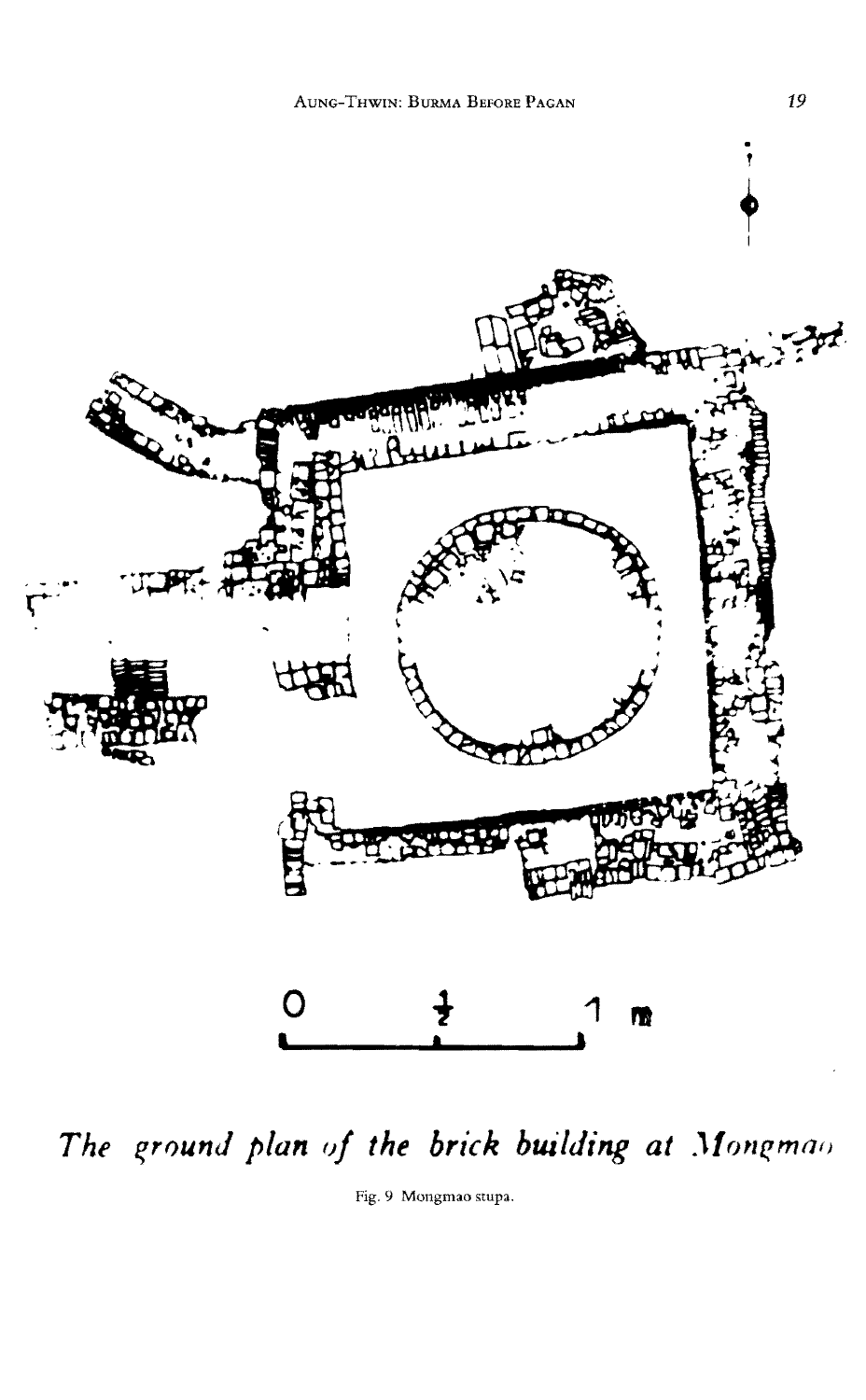0 ½ 1 m

*The ground plan of the brick building at Mongmao*

Fig. 9 Mongmao stupa.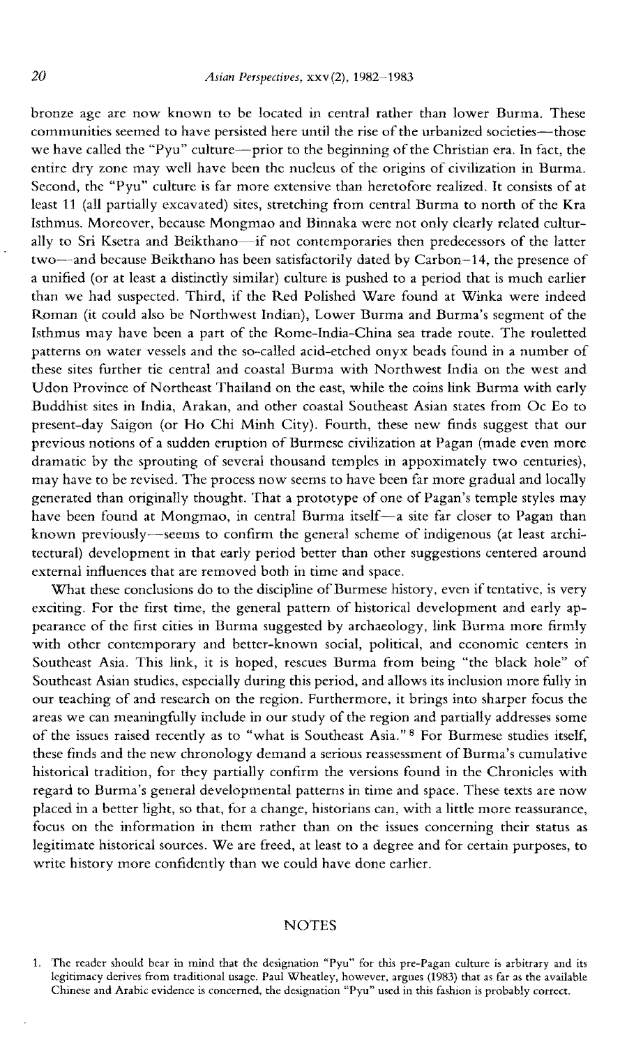bronze age are now known to be located in central rather than lower Burma. These communities seemed to have persisted here until the rise of the urbanized societies—those we have called the "Pyu" culture—prior to the beginning of the Christian era. In fact, the entire dry zone may well have been the nucleus of the origins of civilization in Burma. Second, the "Pyu" culture is far more extensive than heretofore realized. It consists of at least 11 (all partially excavated) sites, stretching from central Burma to north of the Kra Isthmus. Moreover, because Mongmao and Binnaka were not only clearly related culturally to Sri Ksetra and Beikthano—if not contemporaries then predecessors of the latter two—and because Beikthano has been satisfactorily dated by Carbon-14, the presence of a unified (or at least a distinctly similar) culture is pushed to a period that is much earlier than we had suspected. Third, if the Red Polished Ware found at Winka were indeed Roman (it could also be Northwest Indian), Lower Burma and Burma's segment of the Isthmus may have been a part of the Rome-India-China sea trade route. The rouletted patterns on water vessels and the so-called acid-etched onyx beads found in a number of these sites further tie central and coastal Burma with Northwest India on the west and Udon Province of Northeast Thailand on the east, while the coins link Burma with early Buddhist sites in India, Arakan, and other coastal Southeast Asian states from Oc Eo to present-day Saigon (or Ho Chi Minh City). Fourth, these new finds suggest that our previous notions of a sudden eruption of Burmese civilization at Pagan (made even more dramatic by the sprouting of several thousand temples in appoximately two centuries), may have to be revised. The process now seems to have been far more gradual and locally generated than originally thought. That a prototype of one of Pagan's temple styles may have been found at Mongmao, in central Burma itself—a site far closer to Pagan than known previously—seems to confirm the general scheme of indigenous (at least architectural) development in that early period better than other suggestions centered around external influences that are removed both in time and space.

What these conclusions do to the discipline of Burmese history, even if tentative, is very exciting. For the first time, the general pattern of historical development and early appearance of the first cities in Burma suggested by archaeology, link Burma more firmly with other contemporary and better-known social, political, and economic centers in Southeast Asia. This link, it is hoped, rescues Burma from being "the black hole" of Southeast Asian studies, especially during this period, and allows its inclusion more fully in our teaching of and research on the region. Furthermore, it brings into sharper focus the areas we can meaningfully include in our study of the region and partially addresses some of the issues raised recently as to "what is Southeast Asia." [8] For Burmese studies itself, these finds and the new chronology demand a serious reassessment of Burma's cumulative historical tradition, for they partially confirm the versions found in the Chronicles with regard to Burma's general developmental patterns in time and space. These texts are now placed in a better light, so that, for a change, historians can, with a little more reassurance, focus on the information in them rather than on the issues concerning their status as legitimate historical sources. We are freed, at least to a degree and for certain purposes, to write history more confidently than we could have done earlier.

## NOTES

1. The reader should bear in mind that the designation "Pyu" for this pre-Pagan culture is arbitrary and its legitimacy derives from traditional usage. Paul Wheatley, however, argues (1983) that as far as the available Chinese and Arabic evidence is concerned, the designation "Pyu" used in this fashion is probably correct.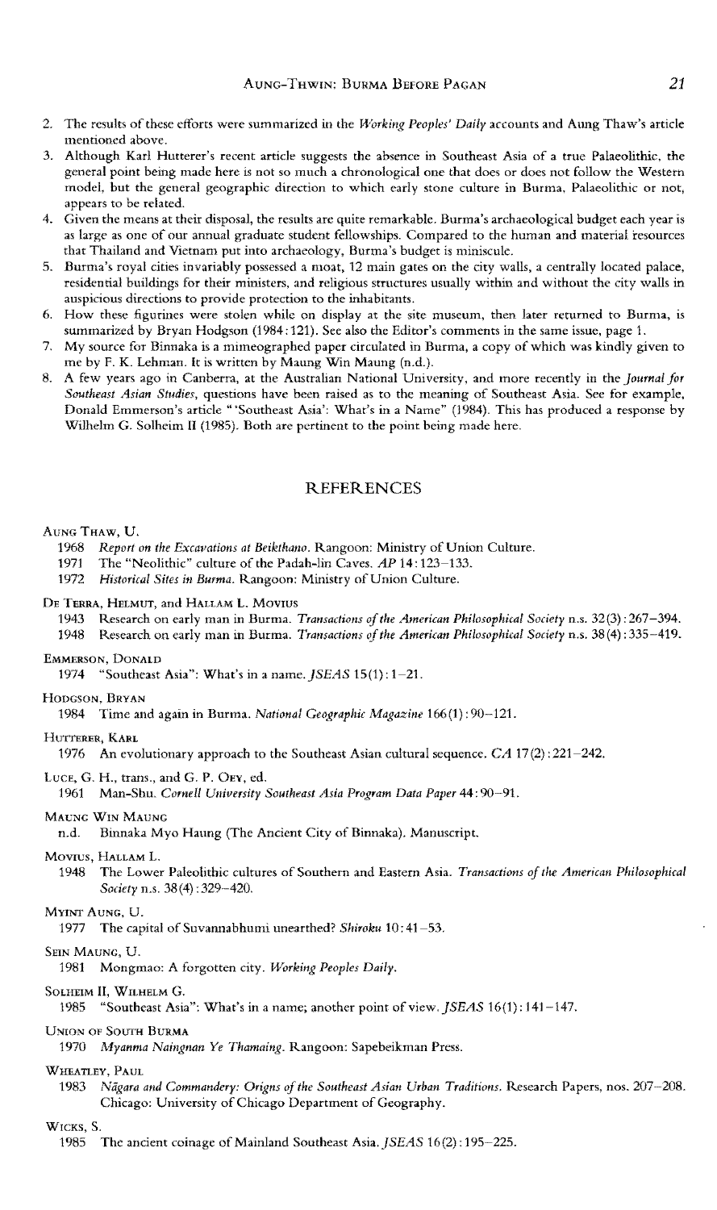2. The results of these efforts were summarized in the *Working Peoples' Daily* accounts and Aung Thaw's article mentioned above.
3. Although Karl Hutterer's recent article suggests the absence in Southeast Asia of a true Palaeolithic, the general point being made here is not so much a chronological one that does or does not follow the Western model, but the general geographic direction to which early stone culture in Burma, Palaeolithic or not, appears to be related.
4. Given the means at their disposal, the results are quite remarkable. Burma's archaeological budget each year is as large as one of our annual graduate student fellowships. Compared to the human and material resources that Thailand and Vietnam put into archaeology, Burma's budget is miniscule.
5. Burma's royal cities invariably possessed a moat, 12 main gates on the city walls, a centrally located palace, residential buildings for their ministers, and religious structures usually within and without the city walls in auspicious directions to provide protection to the inhabitants.
6. How these figurines were stolen while on display at the site museum, then later returned to Burma, is summarized by Bryan Hodgson (1984:121). See also the Editor's comments in the same issue, page 1.
7. My source for Binnaka is a mimeographed paper circulated in Burma, a copy of which was kindly given to me by F. K. Lehman. It is written by Maung Win Maung (n.d.).
8. A few years ago in Canberra, at the Australian National University, and more recently in the *Journal for Southeast Asian Studies*, questions have been raised as to the meaning of Southeast Asia. See for example, Donald Emmerson's article "'Southeast Asia': What's in a Name" (1984). This has produced a response by Wilhelm G. Solheim II (1985). Both are pertinent to the point being made here.

## REFERENCES

Aung Thaw, U.

1968 *Report on the Excavations at Beikthano*. Rangoon: Ministry of Union Culture.

1971 The "Neolithic" culture of the Padah-lin Caves. *AP* 14:123–133.

1972 *Historical Sites in Burma*. Rangoon: Ministry of Union Culture.

De Terra, Helmut, and Hallam L. Movius

1943 Research on early man in Burma. *Transactions of the American Philosophical Society* n.s. 32(3):267–394.

1948 Research on early man in Burma. *Transactions of the American Philosophical Society* n.s. 38(4):335–419.

Emmerson, Donald

1974 "Southeast Asia": What's in a name. *JSEAS* 15(1):1–21.

Hodgson, Bryan

1984 Time and again in Burma. *National Geographic Magazine* 166(1):90–121.

Hutterer, Karl

1976 An evolutionary approach to the Southeast Asian cultural sequence. *CA* 17(2):221–242.

Luce, G. H., trans., and G. P. Oey, ed.

1961 Man-Shu. *Cornell University Southeast Asia Program Data Paper* 44:90–91.

Maung Win Maung

n.d. Binnaka Myo Haung (The Ancient City of Binnaka). Manuscript.

Movius, Hallam L.

1948 The Lower Paleolithic cultures of Southern and Eastern Asia. *Transactions of the American Philosophical Society* n.s. 38(4):329–420.

Myint Aung, U.

1977 The capital of Suvannabhumi unearthed? *Shiroku* 10:41–53.

Sein Maung, U.

1981 Mongmao: A forgotten city. *Working Peoples Daily*.

Solheim II, Wilhelm G.

1985 "Southeast Asia": What's in a name; another point of view. *JSEAS* 16(1):141–147.

Union of South Burma

1970 *Myanma Naingnan Ye Thamaing*. Rangoon: Sapebeikman Press.

Wheatley, Paul

1983 *Nāgara and Commandery: Origns of the Southeast Asian Urban Traditions*. Research Papers, nos. 207–208. Chicago: University of Chicago Department of Geography.

Wicks, S.

1985 The ancient coinage of Mainland Southeast Asia. *JSEAS* 16(2):195–225.